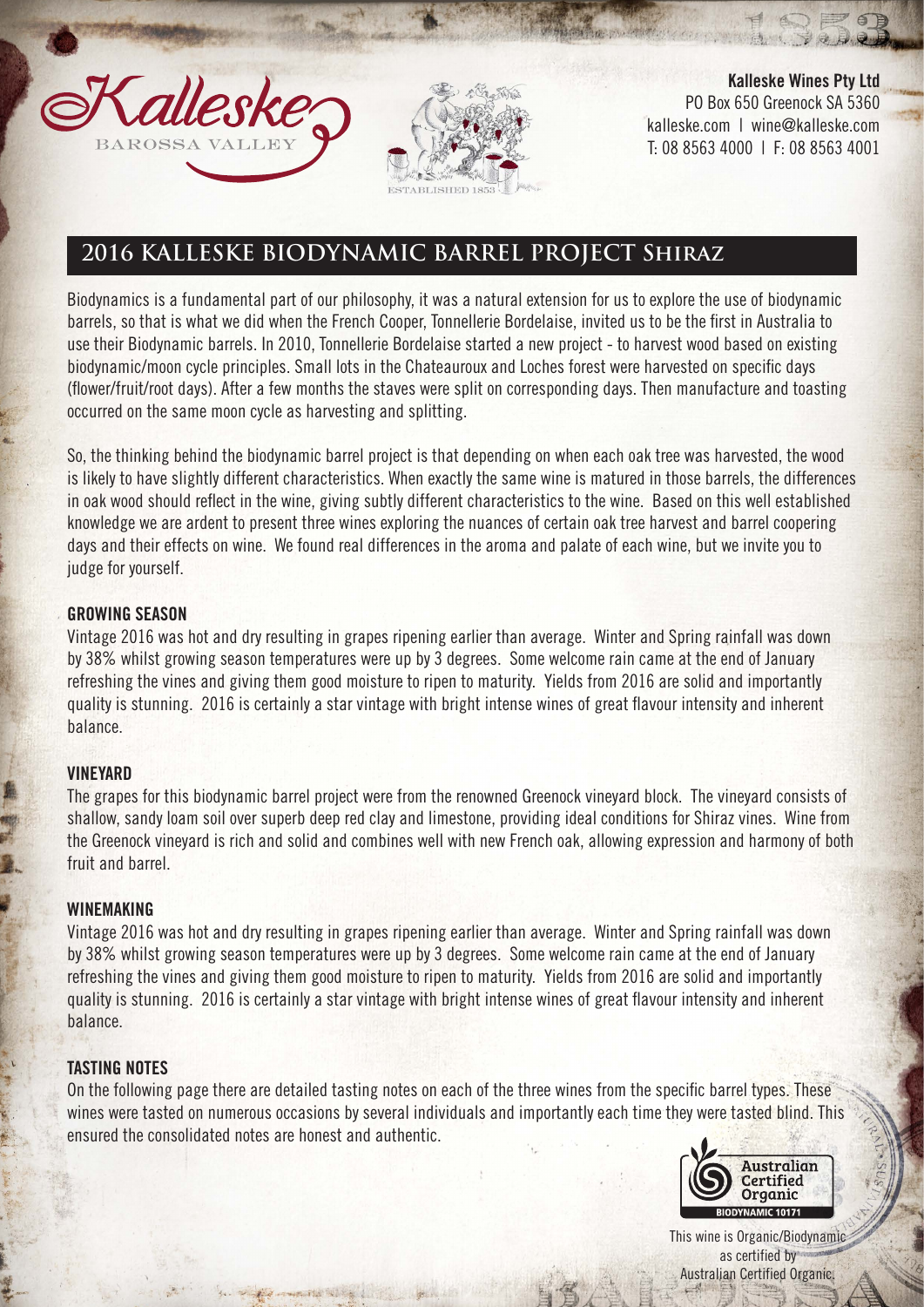Kalleske
BAROSSA VALLEY

ESTABLISHED 1853

**Kalleske Wines Pty Ltd**
PO Box 650 Greenock SA 5360
kalleske.com | wine@kalleske.com
T: 08 8563 4000 | F: 08 8563 4001

# 2016 KALLESKE BIODYNAMIC BARREL PROJECT Shiraz

Biodynamics is a fundamental part of our philosophy, it was a natural extension for us to explore the use of biodynamic barrels, so that is what we did when the French Cooper, Tonnellerie Bordelaise, invited us to be the first in Australia to use their Biodynamic barrels. In 2010, Tonnellerie Bordelaise started a new project - to harvest wood based on existing biodynamic/moon cycle principles. Small lots in the Chateauroux and Loches forest were harvested on specific days (flower/fruit/root days). After a few months the staves were split on corresponding days. Then manufacture and toasting occurred on the same moon cycle as harvesting and splitting.

So, the thinking behind the biodynamic barrel project is that depending on when each oak tree was harvested, the wood is likely to have slightly different characteristics. When exactly the same wine is matured in those barrels, the differences in oak wood should reflect in the wine, giving subtly different characteristics to the wine. Based on this well established knowledge we are ardent to present three wines exploring the nuances of certain oak tree harvest and barrel coopering days and their effects on wine. We found real differences in the aroma and palate of each wine, but we invite you to judge for yourself.

## GROWING SEASON

Vintage 2016 was hot and dry resulting in grapes ripening earlier than average. Winter and Spring rainfall was down by 38% whilst growing season temperatures were up by 3 degrees. Some welcome rain came at the end of January refreshing the vines and giving them good moisture to ripen to maturity. Yields from 2016 are solid and importantly quality is stunning. 2016 is certainly a star vintage with bright intense wines of great flavour intensity and inherent balance.

## VINEYARD

The grapes for this biodynamic barrel project were from the renowned Greenock vineyard block. The vineyard consists of shallow, sandy loam soil over superb deep red clay and limestone, providing ideal conditions for Shiraz vines. Wine from the Greenock vineyard is rich and solid and combines well with new French oak, allowing expression and harmony of both fruit and barrel.

## WINEMAKING

Vintage 2016 was hot and dry resulting in grapes ripening earlier than average. Winter and Spring rainfall was down by 38% whilst growing season temperatures were up by 3 degrees. Some welcome rain came at the end of January refreshing the vines and giving them good moisture to ripen to maturity. Yields from 2016 are solid and importantly quality is stunning. 2016 is certainly a star vintage with bright intense wines of great flavour intensity and inherent balance.

## TASTING NOTES

On the following page there are detailed tasting notes on each of the three wines from the specific barrel types. These wines were tasted on numerous occasions by several individuals and importantly each time they were tasted blind. This ensured the consolidated notes are honest and authentic.

Australian Certified Organic
BIODYNAMIC 10171

This wine is Organic/Biodynamic as certified by Australian Certified Organic.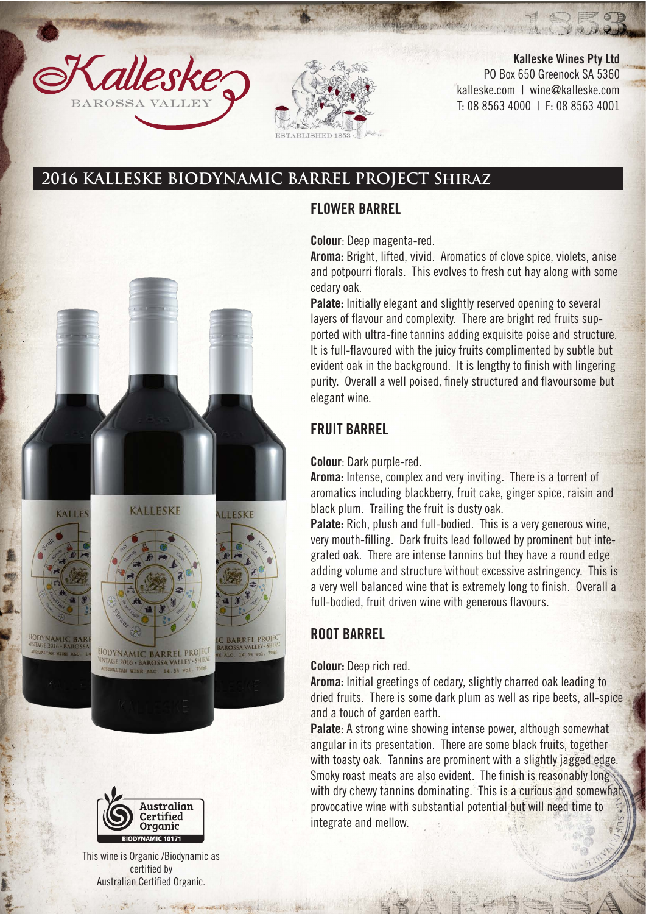Kalleske BAROSSA VALLEY

ESTABLISHED 1853

**Kalleske Wines Pty Ltd**
PO Box 650 Greenock SA 5360
kalleske.com | wine@kalleske.com
T: 08 8563 4000 | F: 08 8563 4001

## 2016 KALLESKE BIODYNAMIC BARREL PROJECT Shiraz

### FLOWER BARREL

**Colour**: Deep magenta-red.
**Aroma:** Bright, lifted, vivid. Aromatics of clove spice, violets, anise and potpourri florals. This evolves to fresh cut hay along with some cedary oak.
**Palate:** Initially elegant and slightly reserved opening to several layers of flavour and complexity. There are bright red fruits supported with ultra-fine tannins adding exquisite poise and structure. It is full-flavoured with the juicy fruits complimented by subtle but evident oak in the background. It is lengthy to finish with lingering purity. Overall a well poised, finely structured and flavoursome but elegant wine.

### FRUIT BARREL

**Colour**: Dark purple-red.
**Aroma:** Intense, complex and very inviting. There is a torrent of aromatics including blackberry, fruit cake, ginger spice, raisin and black plum. Trailing the fruit is dusty oak.
**Palate:** Rich, plush and full-bodied. This is a very generous wine, very mouth-filling. Dark fruits lead followed by prominent but integrated oak. There are intense tannins but they have a round edge adding volume and structure without excessive astringency. This is a very well balanced wine that is extremely long to finish. Overall a full-bodied, fruit driven wine with generous flavours.

### ROOT BARREL

**Colour:** Deep rich red.
**Aroma:** Initial greetings of cedary, slightly charred oak leading to dried fruits. There is some dark plum as well as ripe beets, all-spice and a touch of garden earth.
**Palate**: A strong wine showing intense power, although somewhat angular in its presentation. There are some black fruits, together with toasty oak. Tannins are prominent with a slightly jagged edge. Smoky roast meats are also evident. The finish is reasonably long with dry chewy tannins dominating. This is a curious and somewhat provocative wine with substantial potential but will need time to integrate and mellow.

Australian Certified Organic
BIODYNAMIC 10171

This wine is Organic /Biodynamic as certified by Australian Certified Organic.